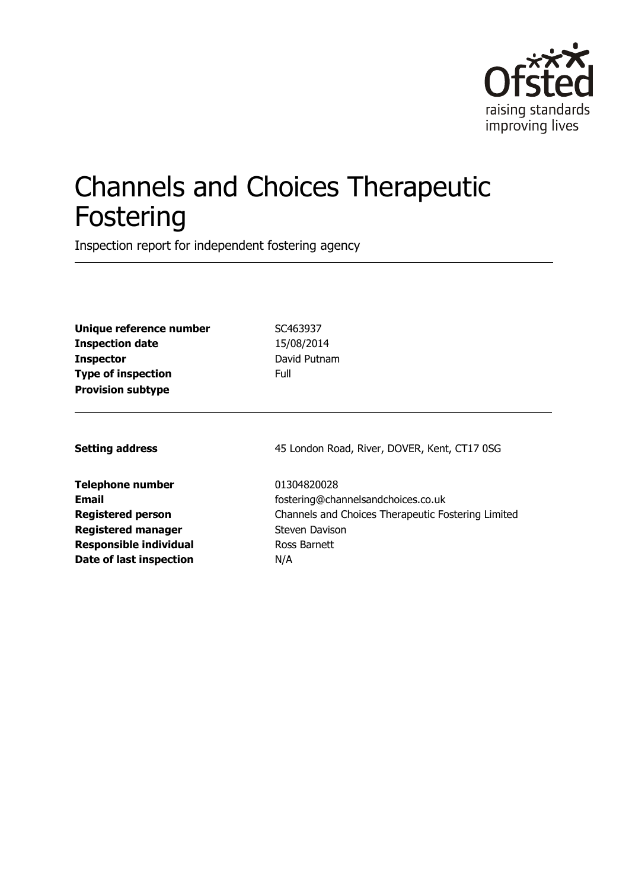# Channels and Choices Therapeutic Fostering

Inspection report for independent fostering agency

| | |
|---|---|
| **Unique reference number** | SC463937 |
| **Inspection date** | 15/08/2014 |
| **Inspector** | David Putnam |
| **Type of inspection** | Full |
| **Provision subtype** | |

| | |
|---|---|
| **Setting address** | 45 London Road, River, DOVER, Kent, CT17 0SG |
| **Telephone number** | 01304820028 |
| **Email** | fostering@channelsandchoices.co.uk |
| **Registered person** | Channels and Choices Therapeutic Fostering Limited |
| **Registered manager** | Steven Davison |
| **Responsible individual** | Ross Barnett |
| **Date of last inspection** | N/A |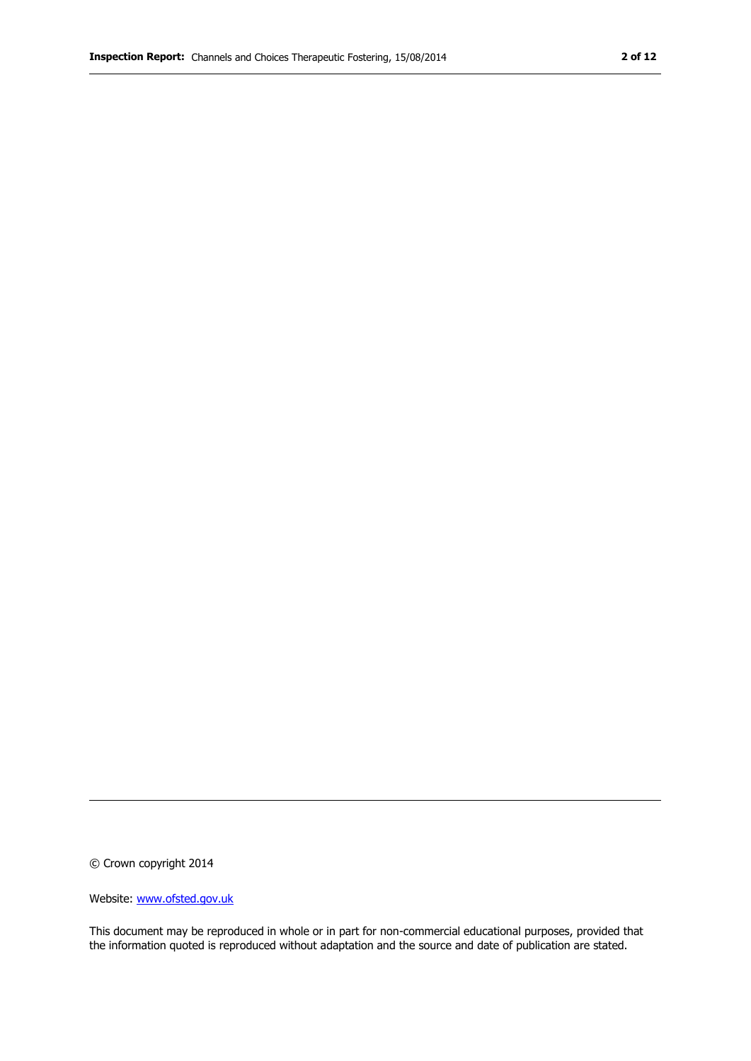© Crown copyright 2014

Website: [www.ofsted.gov.uk](http://www.ofsted.gov.uk)

This document may be reproduced in whole or in part for non-commercial educational purposes, provided that the information quoted is reproduced without adaptation and the source and date of publication are stated.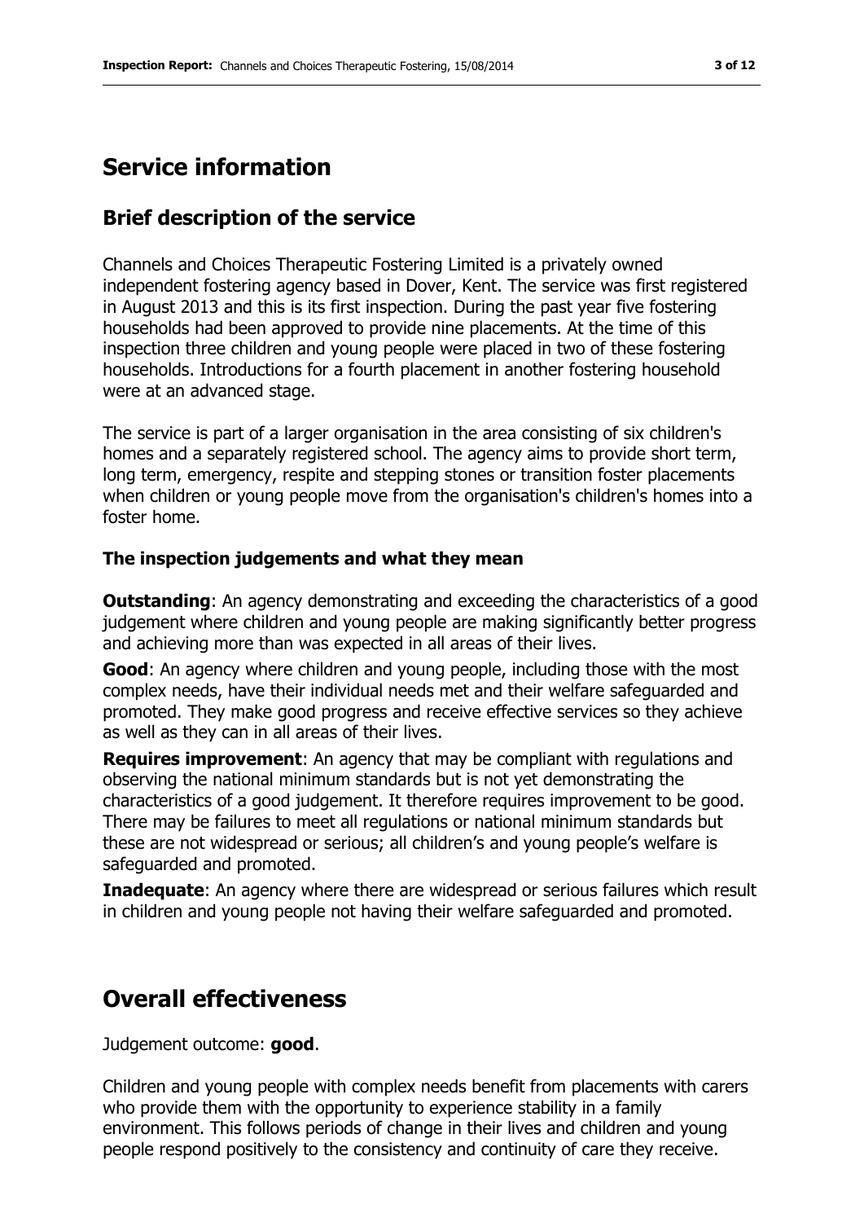# Service information

## Brief description of the service

Channels and Choices Therapeutic Fostering Limited is a privately owned independent fostering agency based in Dover, Kent. The service was first registered in August 2013 and this is its first inspection. During the past year five fostering households had been approved to provide nine placements. At the time of this inspection three children and young people were placed in two of these fostering households. Introductions for a fourth placement in another fostering household were at an advanced stage.

The service is part of a larger organisation in the area consisting of six children's homes and a separately registered school. The agency aims to provide short term, long term, emergency, respite and stepping stones or transition foster placements when children or young people move from the organisation's children's homes into a foster home.

### The inspection judgements and what they mean

**Outstanding**: An agency demonstrating and exceeding the characteristics of a good judgement where children and young people are making significantly better progress and achieving more than was expected in all areas of their lives.

**Good**: An agency where children and young people, including those with the most complex needs, have their individual needs met and their welfare safeguarded and promoted. They make good progress and receive effective services so they achieve as well as they can in all areas of their lives.

**Requires improvement**: An agency that may be compliant with regulations and observing the national minimum standards but is not yet demonstrating the characteristics of a good judgement. It therefore requires improvement to be good. There may be failures to meet all regulations or national minimum standards but these are not widespread or serious; all children's and young people's welfare is safeguarded and promoted.

**Inadequate**: An agency where there are widespread or serious failures which result in children and young people not having their welfare safeguarded and promoted.

# Overall effectiveness

Judgement outcome: **good**.

Children and young people with complex needs benefit from placements with carers who provide them with the opportunity to experience stability in a family environment. This follows periods of change in their lives and children and young people respond positively to the consistency and continuity of care they receive.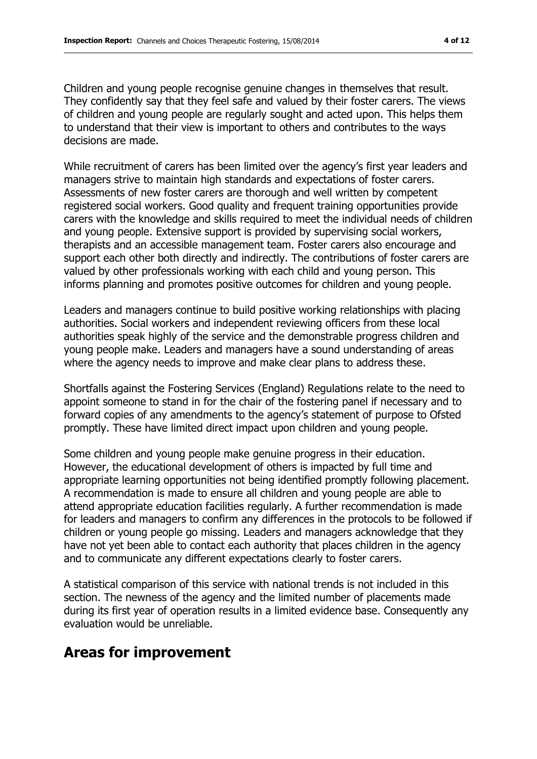Children and young people recognise genuine changes in themselves that result. They confidently say that they feel safe and valued by their foster carers. The views of children and young people are regularly sought and acted upon. This helps them to understand that their view is important to others and contributes to the ways decisions are made.

While recruitment of carers has been limited over the agency's first year leaders and managers strive to maintain high standards and expectations of foster carers. Assessments of new foster carers are thorough and well written by competent registered social workers. Good quality and frequent training opportunities provide carers with the knowledge and skills required to meet the individual needs of children and young people. Extensive support is provided by supervising social workers, therapists and an accessible management team. Foster carers also encourage and support each other both directly and indirectly. The contributions of foster carers are valued by other professionals working with each child and young person. This informs planning and promotes positive outcomes for children and young people.

Leaders and managers continue to build positive working relationships with placing authorities. Social workers and independent reviewing officers from these local authorities speak highly of the service and the demonstrable progress children and young people make. Leaders and managers have a sound understanding of areas where the agency needs to improve and make clear plans to address these.

Shortfalls against the Fostering Services (England) Regulations relate to the need to appoint someone to stand in for the chair of the fostering panel if necessary and to forward copies of any amendments to the agency's statement of purpose to Ofsted promptly. These have limited direct impact upon children and young people.

Some children and young people make genuine progress in their education. However, the educational development of others is impacted by full time and appropriate learning opportunities not being identified promptly following placement. A recommendation is made to ensure all children and young people are able to attend appropriate education facilities regularly. A further recommendation is made for leaders and managers to confirm any differences in the protocols to be followed if children or young people go missing. Leaders and managers acknowledge that they have not yet been able to contact each authority that places children in the agency and to communicate any different expectations clearly to foster carers.

A statistical comparison of this service with national trends is not included in this section. The newness of the agency and the limited number of placements made during its first year of operation results in a limited evidence base. Consequently any evaluation would be unreliable.

# Areas for improvement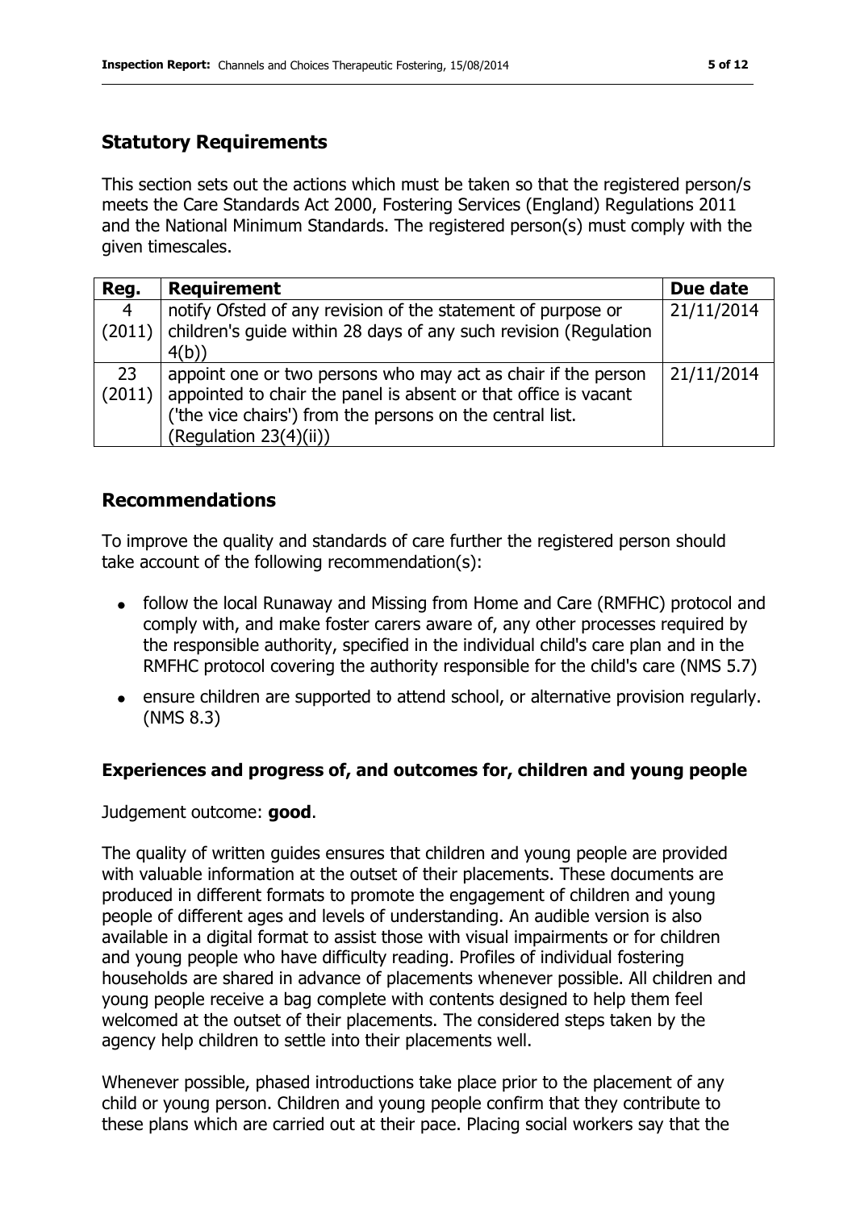## Statutory Requirements

This section sets out the actions which must be taken so that the registered person/s meets the Care Standards Act 2000, Fostering Services (England) Regulations 2011 and the National Minimum Standards. The registered person(s) must comply with the given timescales.

| Reg. | Requirement | Due date |
|---|---|---|
| 4 (2011) | notify Ofsted of any revision of the statement of purpose or children's guide within 28 days of any such revision (Regulation 4(b)) | 21/11/2014 |
| 23 (2011) | appoint one or two persons who may act as chair if the person appointed to chair the panel is absent or that office is vacant ('the vice chairs') from the persons on the central list. (Regulation 23(4)(ii)) | 21/11/2014 |

## Recommendations

To improve the quality and standards of care further the registered person should take account of the following recommendation(s):

- follow the local Runaway and Missing from Home and Care (RMFHC) protocol and comply with, and make foster carers aware of, any other processes required by the responsible authority, specified in the individual child's care plan and in the RMFHC protocol covering the authority responsible for the child's care (NMS 5.7)
- ensure children are supported to attend school, or alternative provision regularly. (NMS 8.3)

### Experiences and progress of, and outcomes for, children and young people

Judgement outcome: **good**.

The quality of written guides ensures that children and young people are provided with valuable information at the outset of their placements. These documents are produced in different formats to promote the engagement of children and young people of different ages and levels of understanding. An audible version is also available in a digital format to assist those with visual impairments or for children and young people who have difficulty reading. Profiles of individual fostering households are shared in advance of placements whenever possible. All children and young people receive a bag complete with contents designed to help them feel welcomed at the outset of their placements. The considered steps taken by the agency help children to settle into their placements well.

Whenever possible, phased introductions take place prior to the placement of any child or young person. Children and young people confirm that they contribute to these plans which are carried out at their pace. Placing social workers say that the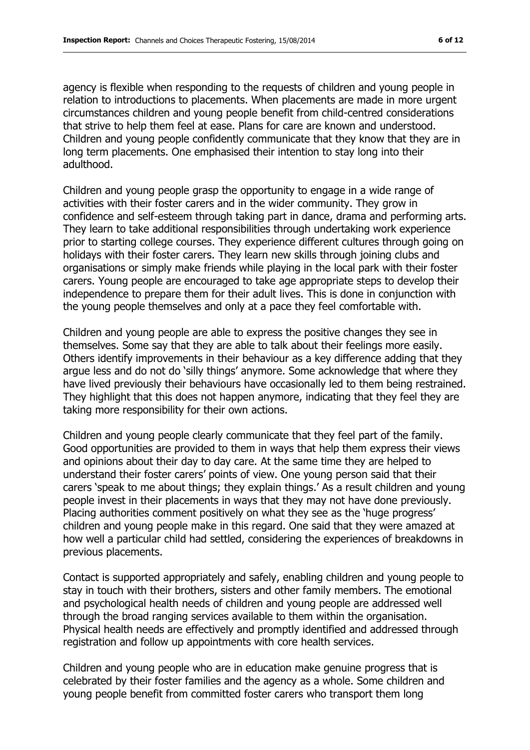agency is flexible when responding to the requests of children and young people in relation to introductions to placements. When placements are made in more urgent circumstances children and young people benefit from child-centred considerations that strive to help them feel at ease. Plans for care are known and understood. Children and young people confidently communicate that they know that they are in long term placements. One emphasised their intention to stay long into their adulthood.

Children and young people grasp the opportunity to engage in a wide range of activities with their foster carers and in the wider community. They grow in confidence and self-esteem through taking part in dance, drama and performing arts. They learn to take additional responsibilities through undertaking work experience prior to starting college courses. They experience different cultures through going on holidays with their foster carers. They learn new skills through joining clubs and organisations or simply make friends while playing in the local park with their foster carers. Young people are encouraged to take age appropriate steps to develop their independence to prepare them for their adult lives. This is done in conjunction with the young people themselves and only at a pace they feel comfortable with.

Children and young people are able to express the positive changes they see in themselves. Some say that they are able to talk about their feelings more easily. Others identify improvements in their behaviour as a key difference adding that they argue less and do not do 'silly things' anymore. Some acknowledge that where they have lived previously their behaviours have occasionally led to them being restrained. They highlight that this does not happen anymore, indicating that they feel they are taking more responsibility for their own actions.

Children and young people clearly communicate that they feel part of the family. Good opportunities are provided to them in ways that help them express their views and opinions about their day to day care. At the same time they are helped to understand their foster carers' points of view. One young person said that their carers 'speak to me about things; they explain things.' As a result children and young people invest in their placements in ways that they may not have done previously. Placing authorities comment positively on what they see as the 'huge progress' children and young people make in this regard. One said that they were amazed at how well a particular child had settled, considering the experiences of breakdowns in previous placements.

Contact is supported appropriately and safely, enabling children and young people to stay in touch with their brothers, sisters and other family members. The emotional and psychological health needs of children and young people are addressed well through the broad ranging services available to them within the organisation. Physical health needs are effectively and promptly identified and addressed through registration and follow up appointments with core health services.

Children and young people who are in education make genuine progress that is celebrated by their foster families and the agency as a whole. Some children and young people benefit from committed foster carers who transport them long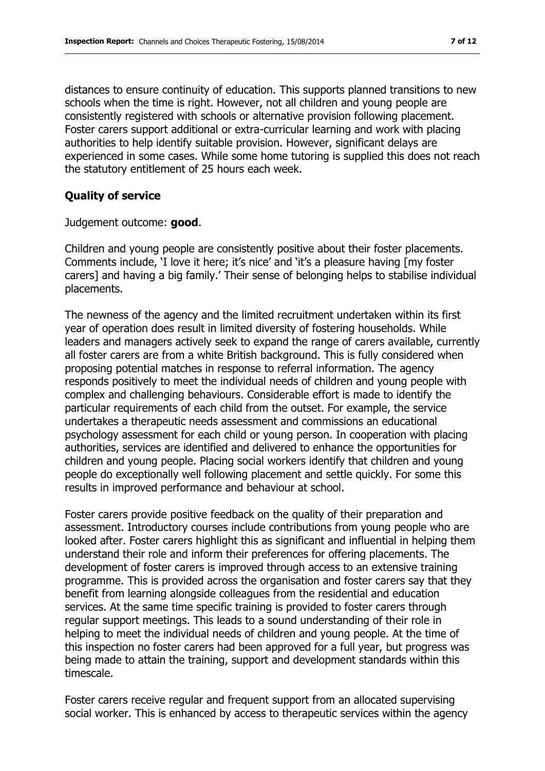distances to ensure continuity of education. This supports planned transitions to new schools when the time is right. However, not all children and young people are consistently registered with schools or alternative provision following placement. Foster carers support additional or extra-curricular learning and work with placing authorities to help identify suitable provision. However, significant delays are experienced in some cases. While some home tutoring is supplied this does not reach the statutory entitlement of 25 hours each week.

## Quality of service

Judgement outcome: **good**.

Children and young people are consistently positive about their foster placements. Comments include, 'I love it here; it's nice' and 'it's a pleasure having [my foster carers] and having a big family.' Their sense of belonging helps to stabilise individual placements.

The newness of the agency and the limited recruitment undertaken within its first year of operation does result in limited diversity of fostering households. While leaders and managers actively seek to expand the range of carers available, currently all foster carers are from a white British background. This is fully considered when proposing potential matches in response to referral information. The agency responds positively to meet the individual needs of children and young people with complex and challenging behaviours. Considerable effort is made to identify the particular requirements of each child from the outset. For example, the service undertakes a therapeutic needs assessment and commissions an educational psychology assessment for each child or young person. In cooperation with placing authorities, services are identified and delivered to enhance the opportunities for children and young people. Placing social workers identify that children and young people do exceptionally well following placement and settle quickly. For some this results in improved performance and behaviour at school.

Foster carers provide positive feedback on the quality of their preparation and assessment. Introductory courses include contributions from young people who are looked after. Foster carers highlight this as significant and influential in helping them understand their role and inform their preferences for offering placements. The development of foster carers is improved through access to an extensive training programme. This is provided across the organisation and foster carers say that they benefit from learning alongside colleagues from the residential and education services. At the same time specific training is provided to foster carers through regular support meetings. This leads to a sound understanding of their role in helping to meet the individual needs of children and young people. At the time of this inspection no foster carers had been approved for a full year, but progress was being made to attain the training, support and development standards within this timescale.

Foster carers receive regular and frequent support from an allocated supervising social worker. This is enhanced by access to therapeutic services within the agency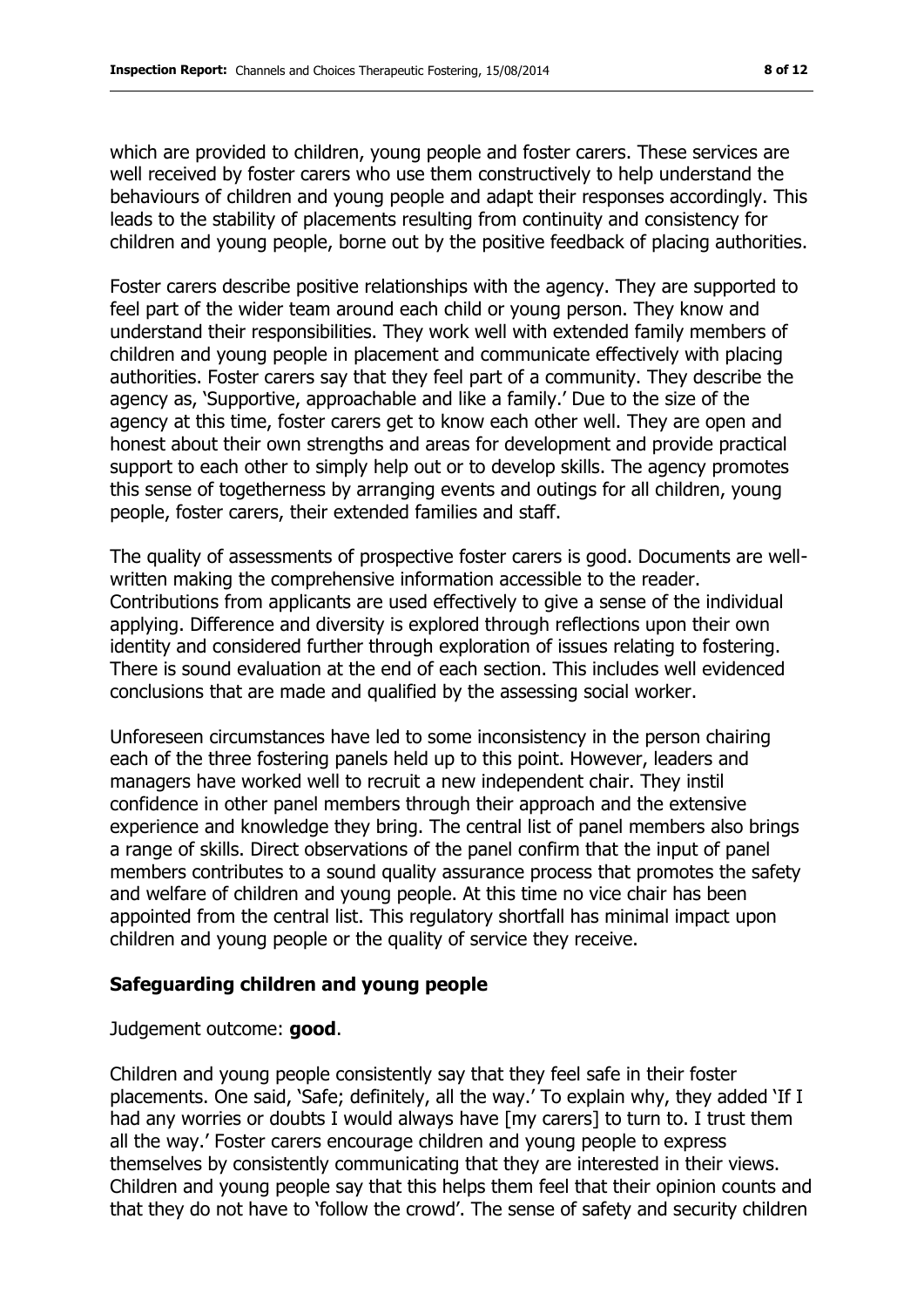which are provided to children, young people and foster carers. These services are well received by foster carers who use them constructively to help understand the behaviours of children and young people and adapt their responses accordingly. This leads to the stability of placements resulting from continuity and consistency for children and young people, borne out by the positive feedback of placing authorities.

Foster carers describe positive relationships with the agency. They are supported to feel part of the wider team around each child or young person. They know and understand their responsibilities. They work well with extended family members of children and young people in placement and communicate effectively with placing authorities. Foster carers say that they feel part of a community. They describe the agency as, 'Supportive, approachable and like a family.' Due to the size of the agency at this time, foster carers get to know each other well. They are open and honest about their own strengths and areas for development and provide practical support to each other to simply help out or to develop skills. The agency promotes this sense of togetherness by arranging events and outings for all children, young people, foster carers, their extended families and staff.

The quality of assessments of prospective foster carers is good. Documents are well-written making the comprehensive information accessible to the reader. Contributions from applicants are used effectively to give a sense of the individual applying. Difference and diversity is explored through reflections upon their own identity and considered further through exploration of issues relating to fostering. There is sound evaluation at the end of each section. This includes well evidenced conclusions that are made and qualified by the assessing social worker.

Unforeseen circumstances have led to some inconsistency in the person chairing each of the three fostering panels held up to this point. However, leaders and managers have worked well to recruit a new independent chair. They instil confidence in other panel members through their approach and the extensive experience and knowledge they bring. The central list of panel members also brings a range of skills. Direct observations of the panel confirm that the input of panel members contributes to a sound quality assurance process that promotes the safety and welfare of children and young people. At this time no vice chair has been appointed from the central list. This regulatory shortfall has minimal impact upon children and young people or the quality of service they receive.

## Safeguarding children and young people

Judgement outcome: **good**.

Children and young people consistently say that they feel safe in their foster placements. One said, 'Safe; definitely, all the way.' To explain why, they added 'If I had any worries or doubts I would always have [my carers] to turn to. I trust them all the way.' Foster carers encourage children and young people to express themselves by consistently communicating that they are interested in their views. Children and young people say that this helps them feel that their opinion counts and that they do not have to 'follow the crowd'. The sense of safety and security children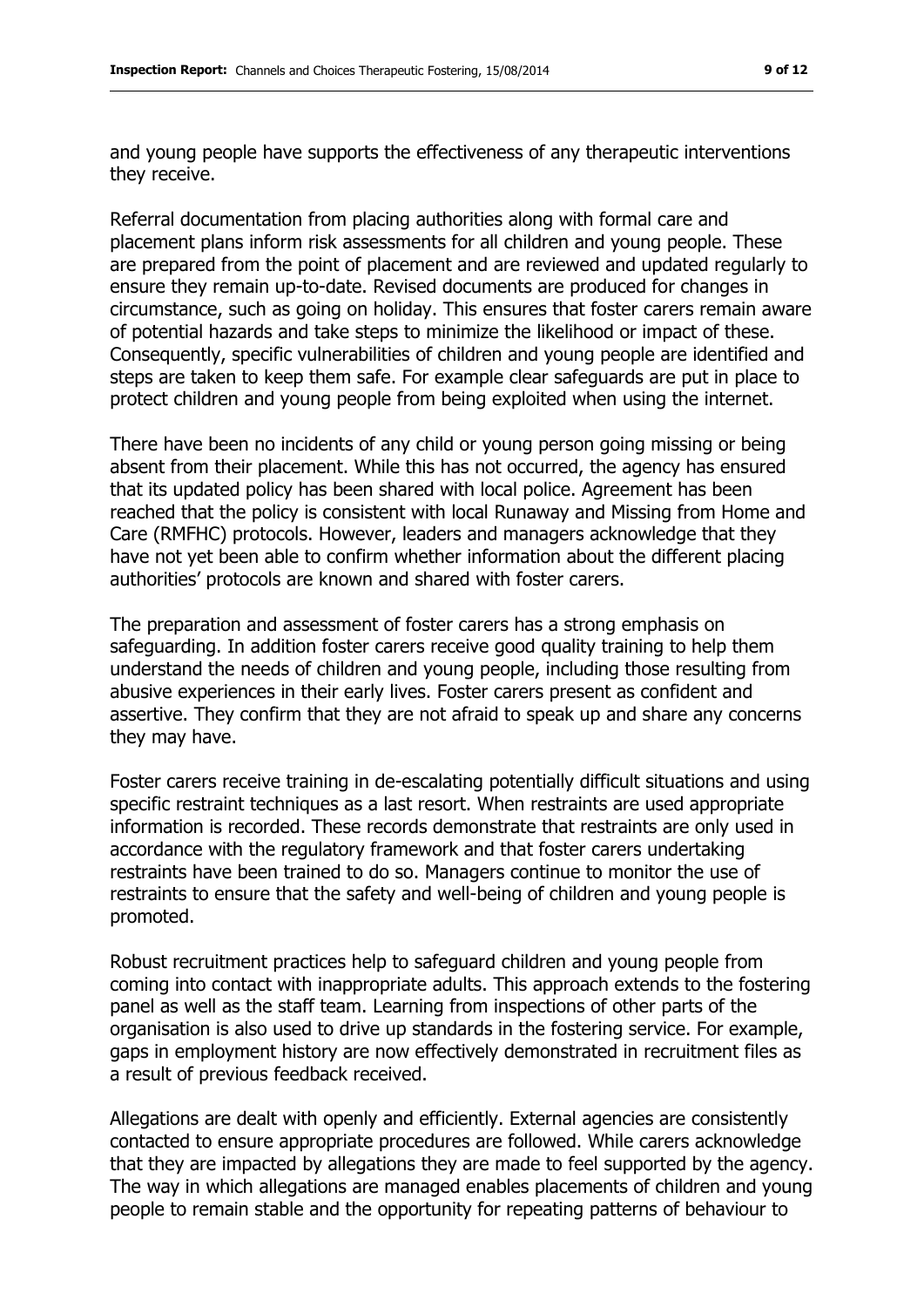and young people have supports the effectiveness of any therapeutic interventions they receive.

Referral documentation from placing authorities along with formal care and placement plans inform risk assessments for all children and young people. These are prepared from the point of placement and are reviewed and updated regularly to ensure they remain up-to-date. Revised documents are produced for changes in circumstance, such as going on holiday. This ensures that foster carers remain aware of potential hazards and take steps to minimize the likelihood or impact of these. Consequently, specific vulnerabilities of children and young people are identified and steps are taken to keep them safe. For example clear safeguards are put in place to protect children and young people from being exploited when using the internet.

There have been no incidents of any child or young person going missing or being absent from their placement. While this has not occurred, the agency has ensured that its updated policy has been shared with local police. Agreement has been reached that the policy is consistent with local Runaway and Missing from Home and Care (RMFHC) protocols. However, leaders and managers acknowledge that they have not yet been able to confirm whether information about the different placing authorities' protocols are known and shared with foster carers.

The preparation and assessment of foster carers has a strong emphasis on safeguarding. In addition foster carers receive good quality training to help them understand the needs of children and young people, including those resulting from abusive experiences in their early lives. Foster carers present as confident and assertive. They confirm that they are not afraid to speak up and share any concerns they may have.

Foster carers receive training in de-escalating potentially difficult situations and using specific restraint techniques as a last resort. When restraints are used appropriate information is recorded. These records demonstrate that restraints are only used in accordance with the regulatory framework and that foster carers undertaking restraints have been trained to do so. Managers continue to monitor the use of restraints to ensure that the safety and well-being of children and young people is promoted.

Robust recruitment practices help to safeguard children and young people from coming into contact with inappropriate adults. This approach extends to the fostering panel as well as the staff team. Learning from inspections of other parts of the organisation is also used to drive up standards in the fostering service. For example, gaps in employment history are now effectively demonstrated in recruitment files as a result of previous feedback received.

Allegations are dealt with openly and efficiently. External agencies are consistently contacted to ensure appropriate procedures are followed. While carers acknowledge that they are impacted by allegations they are made to feel supported by the agency. The way in which allegations are managed enables placements of children and young people to remain stable and the opportunity for repeating patterns of behaviour to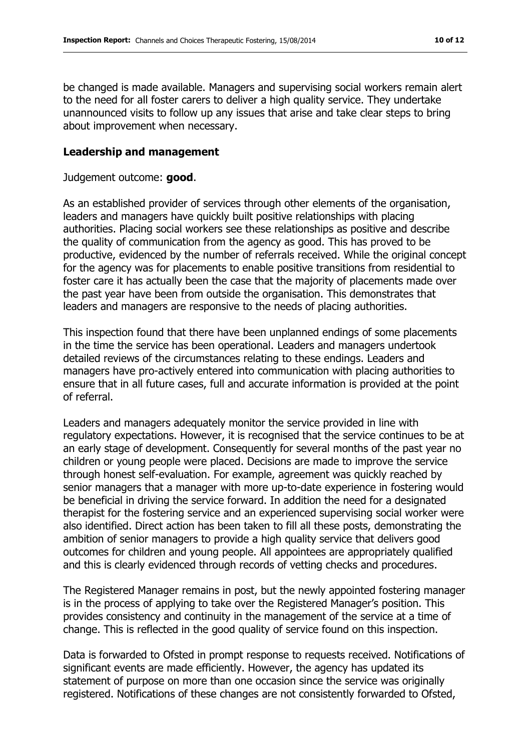be changed is made available. Managers and supervising social workers remain alert to the need for all foster carers to deliver a high quality service. They undertake unannounced visits to follow up any issues that arise and take clear steps to bring about improvement when necessary.

## Leadership and management

Judgement outcome: **good**.

As an established provider of services through other elements of the organisation, leaders and managers have quickly built positive relationships with placing authorities. Placing social workers see these relationships as positive and describe the quality of communication from the agency as good. This has proved to be productive, evidenced by the number of referrals received. While the original concept for the agency was for placements to enable positive transitions from residential to foster care it has actually been the case that the majority of placements made over the past year have been from outside the organisation. This demonstrates that leaders and managers are responsive to the needs of placing authorities.

This inspection found that there have been unplanned endings of some placements in the time the service has been operational. Leaders and managers undertook detailed reviews of the circumstances relating to these endings. Leaders and managers have pro-actively entered into communication with placing authorities to ensure that in all future cases, full and accurate information is provided at the point of referral.

Leaders and managers adequately monitor the service provided in line with regulatory expectations. However, it is recognised that the service continues to be at an early stage of development. Consequently for several months of the past year no children or young people were placed. Decisions are made to improve the service through honest self-evaluation. For example, agreement was quickly reached by senior managers that a manager with more up-to-date experience in fostering would be beneficial in driving the service forward. In addition the need for a designated therapist for the fostering service and an experienced supervising social worker were also identified. Direct action has been taken to fill all these posts, demonstrating the ambition of senior managers to provide a high quality service that delivers good outcomes for children and young people. All appointees are appropriately qualified and this is clearly evidenced through records of vetting checks and procedures.

The Registered Manager remains in post, but the newly appointed fostering manager is in the process of applying to take over the Registered Manager's position. This provides consistency and continuity in the management of the service at a time of change. This is reflected in the good quality of service found on this inspection.

Data is forwarded to Ofsted in prompt response to requests received. Notifications of significant events are made efficiently. However, the agency has updated its statement of purpose on more than one occasion since the service was originally registered. Notifications of these changes are not consistently forwarded to Ofsted,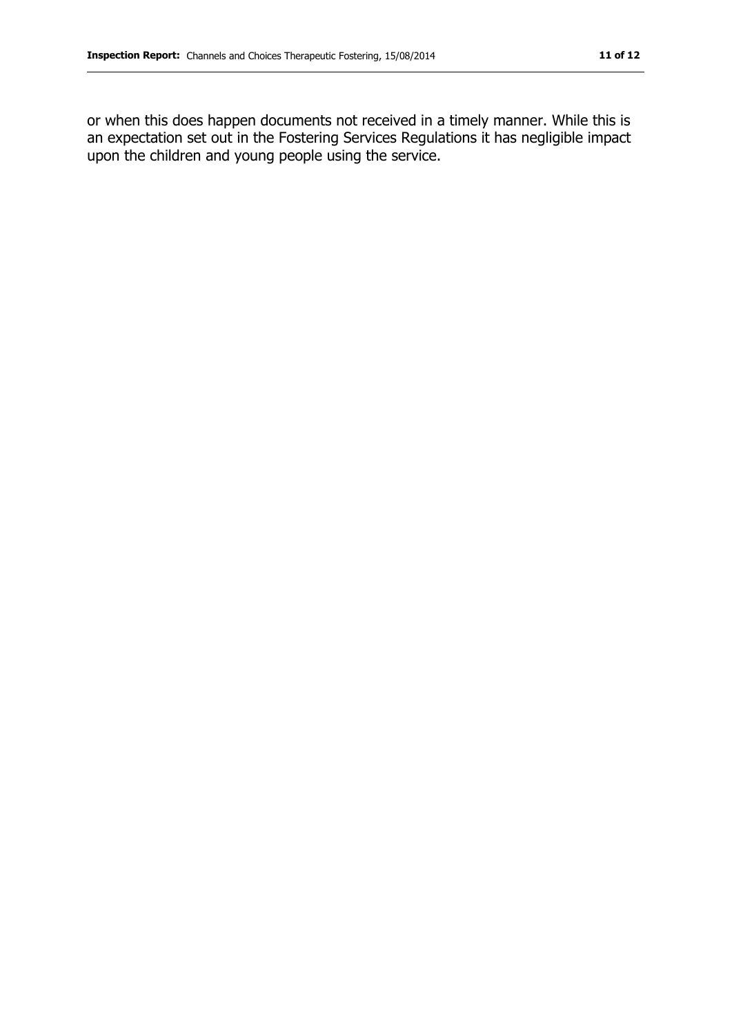or when this does happen documents not received in a timely manner. While this is an expectation set out in the Fostering Services Regulations it has negligible impact upon the children and young people using the service.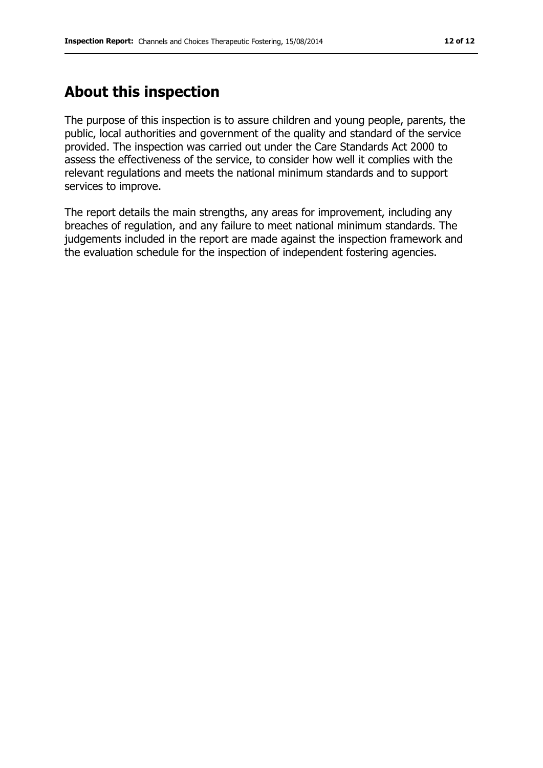## About this inspection

The purpose of this inspection is to assure children and young people, parents, the public, local authorities and government of the quality and standard of the service provided. The inspection was carried out under the Care Standards Act 2000 to assess the effectiveness of the service, to consider how well it complies with the relevant regulations and meets the national minimum standards and to support services to improve.

The report details the main strengths, any areas for improvement, including any breaches of regulation, and any failure to meet national minimum standards. The judgements included in the report are made against the inspection framework and the evaluation schedule for the inspection of independent fostering agencies.